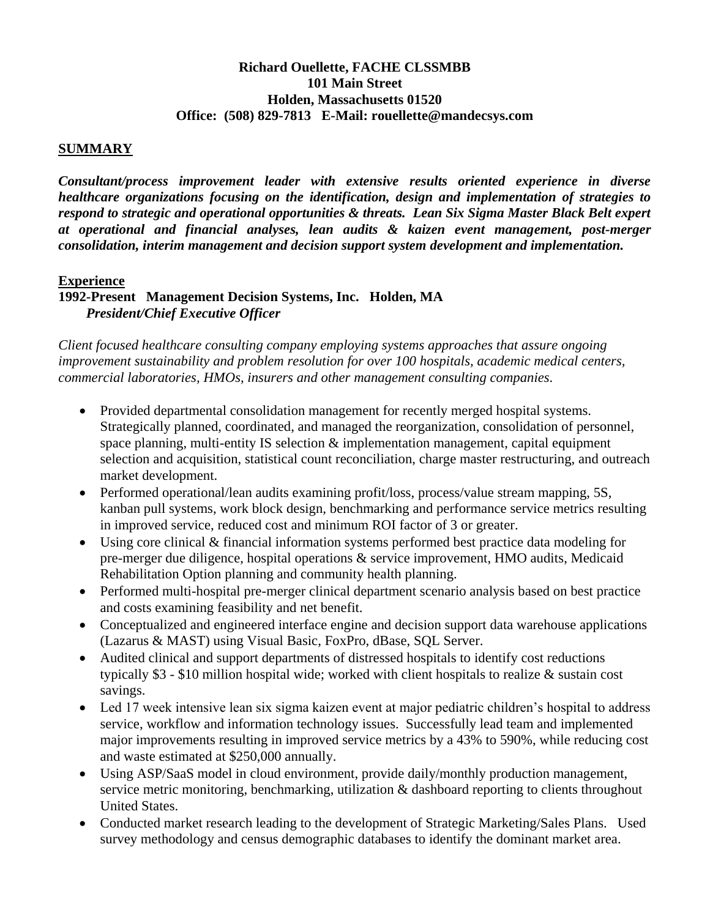**Richard Ouellette, FACHE CLSSMBB**
**101 Main Street**
**Holden, Massachusetts 01520**
**Office: (508) 829-7813 E-Mail: rouellette@mandecsys.com**

## SUMMARY

***Consultant/process improvement leader with extensive results oriented experience in diverse healthcare organizations focusing on the identification, design and implementation of strategies to respond to strategic and operational opportunities & threats. Lean Six Sigma Master Black Belt expert at operational and financial analyses, lean audits & kaizen event management, post-merger consolidation, interim management and decision support system development and implementation.***

## Experience

**1992-Present Management Decision Systems, Inc. Holden, MA**
***President/Chief Executive Officer***

*Client focused healthcare consulting company employing systems approaches that assure ongoing improvement sustainability and problem resolution for over 100 hospitals, academic medical centers, commercial laboratories, HMOs, insurers and other management consulting companies.*

- Provided departmental consolidation management for recently merged hospital systems. Strategically planned, coordinated, and managed the reorganization, consolidation of personnel, space planning, multi-entity IS selection & implementation management, capital equipment selection and acquisition, statistical count reconciliation, charge master restructuring, and outreach market development.
- Performed operational/lean audits examining profit/loss, process/value stream mapping, 5S, kanban pull systems, work block design, benchmarking and performance service metrics resulting in improved service, reduced cost and minimum ROI factor of 3 or greater.
- Using core clinical & financial information systems performed best practice data modeling for pre-merger due diligence, hospital operations & service improvement, HMO audits, Medicaid Rehabilitation Option planning and community health planning.
- Performed multi-hospital pre-merger clinical department scenario analysis based on best practice and costs examining feasibility and net benefit.
- Conceptualized and engineered interface engine and decision support data warehouse applications (Lazarus & MAST) using Visual Basic, FoxPro, dBase, SQL Server.
- Audited clinical and support departments of distressed hospitals to identify cost reductions typically $3 - $10 million hospital wide; worked with client hospitals to realize & sustain cost savings.
- Led 17 week intensive lean six sigma kaizen event at major pediatric children's hospital to address service, workflow and information technology issues. Successfully lead team and implemented major improvements resulting in improved service metrics by a 43% to 590%, while reducing cost and waste estimated at $250,000 annually.
- Using ASP/SaaS model in cloud environment, provide daily/monthly production management, service metric monitoring, benchmarking, utilization & dashboard reporting to clients throughout United States.
- Conducted market research leading to the development of Strategic Marketing/Sales Plans. Used survey methodology and census demographic databases to identify the dominant market area.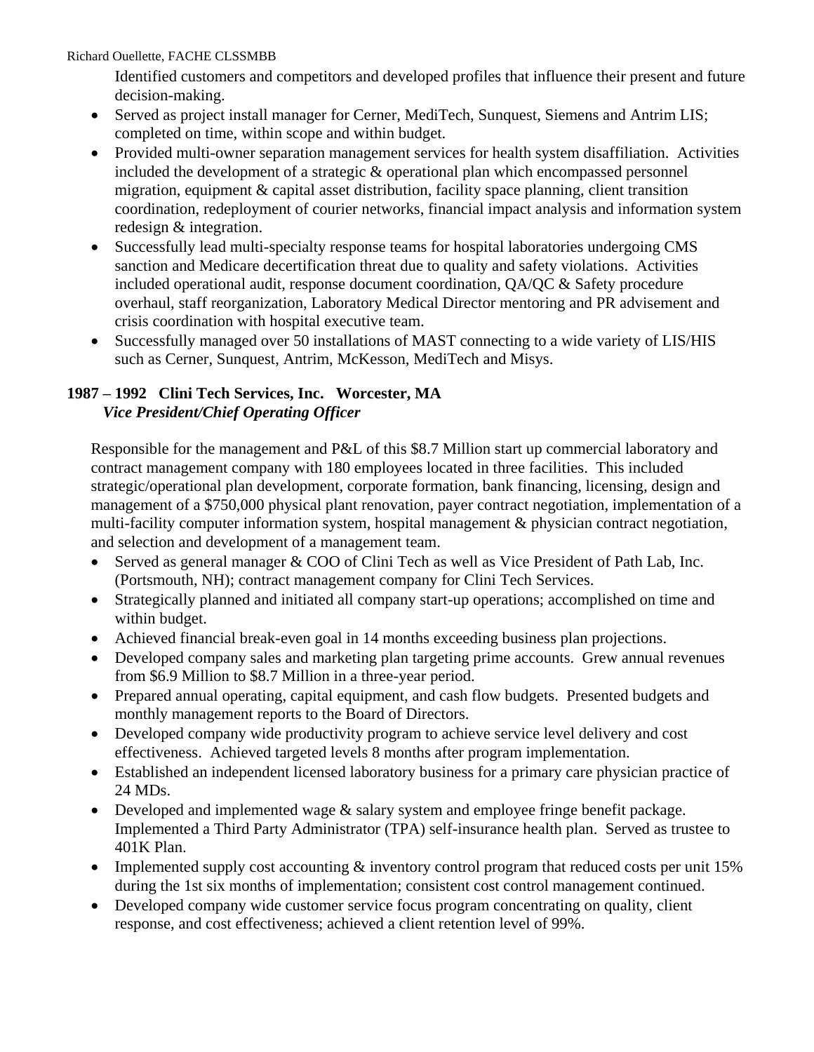Identified customers and competitors and developed profiles that influence their present and future decision-making.

- Served as project install manager for Cerner, MediTech, Sunquest, Siemens and Antrim LIS; completed on time, within scope and within budget.
- Provided multi-owner separation management services for health system disaffiliation. Activities included the development of a strategic & operational plan which encompassed personnel migration, equipment & capital asset distribution, facility space planning, client transition coordination, redeployment of courier networks, financial impact analysis and information system redesign & integration.
- Successfully lead multi-specialty response teams for hospital laboratories undergoing CMS sanction and Medicare decertification threat due to quality and safety violations. Activities included operational audit, response document coordination, QA/QC & Safety procedure overhaul, staff reorganization, Laboratory Medical Director mentoring and PR advisement and crisis coordination with hospital executive team.
- Successfully managed over 50 installations of MAST connecting to a wide variety of LIS/HIS such as Cerner, Sunquest, Antrim, McKesson, MediTech and Misys.

**1987 – 1992 Clini Tech Services, Inc. Worcester, MA**
***Vice President/Chief Operating Officer***

Responsible for the management and P&L of this $8.7 Million start up commercial laboratory and contract management company with 180 employees located in three facilities. This included strategic/operational plan development, corporate formation, bank financing, licensing, design and management of a $750,000 physical plant renovation, payer contract negotiation, implementation of a multi-facility computer information system, hospital management & physician contract negotiation, and selection and development of a management team.

- Served as general manager & COO of Clini Tech as well as Vice President of Path Lab, Inc. (Portsmouth, NH); contract management company for Clini Tech Services.
- Strategically planned and initiated all company start-up operations; accomplished on time and within budget.
- Achieved financial break-even goal in 14 months exceeding business plan projections.
- Developed company sales and marketing plan targeting prime accounts. Grew annual revenues from $6.9 Million to $8.7 Million in a three-year period.
- Prepared annual operating, capital equipment, and cash flow budgets. Presented budgets and monthly management reports to the Board of Directors.
- Developed company wide productivity program to achieve service level delivery and cost effectiveness. Achieved targeted levels 8 months after program implementation.
- Established an independent licensed laboratory business for a primary care physician practice of 24 MDs.
- Developed and implemented wage & salary system and employee fringe benefit package. Implemented a Third Party Administrator (TPA) self-insurance health plan. Served as trustee to 401K Plan.
- Implemented supply cost accounting & inventory control program that reduced costs per unit 15% during the 1st six months of implementation; consistent cost control management continued.
- Developed company wide customer service focus program concentrating on quality, client response, and cost effectiveness; achieved a client retention level of 99%.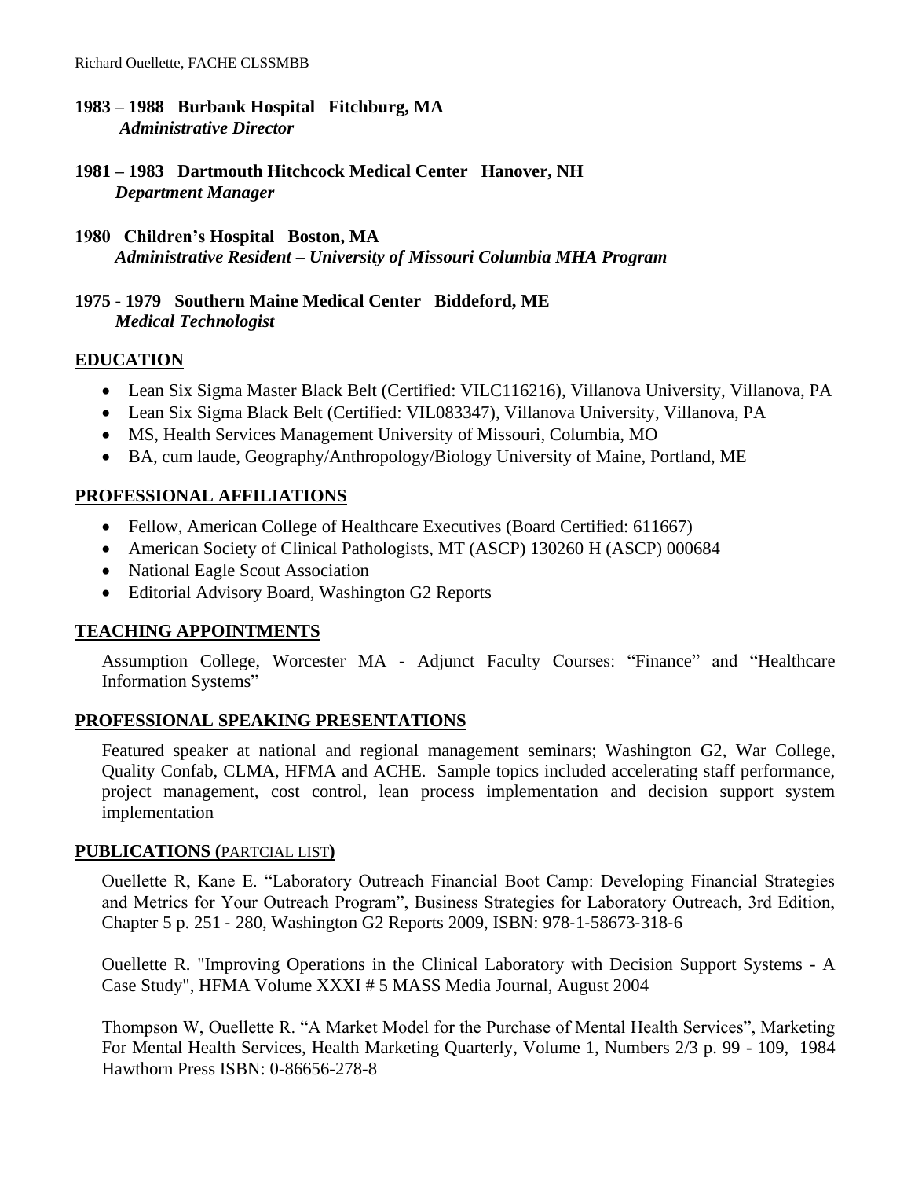**1983 – 1988 Burbank Hospital Fitchburg, MA**
***Administrative Director***

**1981 – 1983 Dartmouth Hitchcock Medical Center Hanover, NH**
***Department Manager***

**1980 Children's Hospital Boston, MA**
***Administrative Resident – University of Missouri Columbia MHA Program***

**1975 - 1979 Southern Maine Medical Center Biddeford, ME**
***Medical Technologist***

## EDUCATION

- Lean Six Sigma Master Black Belt (Certified: VILC116216), Villanova University, Villanova, PA
- Lean Six Sigma Black Belt (Certified: VIL083347), Villanova University, Villanova, PA
- MS, Health Services Management University of Missouri, Columbia, MO
- BA, cum laude, Geography/Anthropology/Biology University of Maine, Portland, ME

## PROFESSIONAL AFFILIATIONS

- Fellow, American College of Healthcare Executives (Board Certified: 611667)
- American Society of Clinical Pathologists, MT (ASCP) 130260 H (ASCP) 000684
- National Eagle Scout Association
- Editorial Advisory Board, Washington G2 Reports

## TEACHING APPOINTMENTS

Assumption College, Worcester MA - Adjunct Faculty Courses: "Finance" and "Healthcare Information Systems"

## PROFESSIONAL SPEAKING PRESENTATIONS

Featured speaker at national and regional management seminars; Washington G2, War College, Quality Confab, CLMA, HFMA and ACHE. Sample topics included accelerating staff performance, project management, cost control, lean process implementation and decision support system implementation

## PUBLICATIONS (PARTCIAL LIST)

Ouellette R, Kane E. "Laboratory Outreach Financial Boot Camp: Developing Financial Strategies and Metrics for Your Outreach Program", Business Strategies for Laboratory Outreach, 3rd Edition, Chapter 5 p. 251 - 280, Washington G2 Reports 2009, ISBN: 978-1-58673-318-6

Ouellette R. "Improving Operations in the Clinical Laboratory with Decision Support Systems - A Case Study", HFMA Volume XXXI # 5 MASS Media Journal, August 2004

Thompson W, Ouellette R. "A Market Model for the Purchase of Mental Health Services", Marketing For Mental Health Services, Health Marketing Quarterly, Volume 1, Numbers 2/3 p. 99 - 109, 1984 Hawthorn Press ISBN: 0-86656-278-8